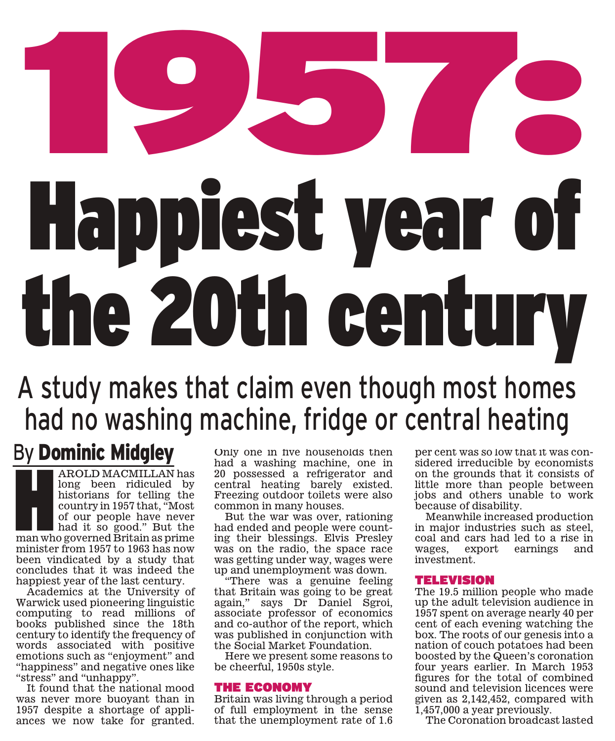# 1957: Happiest year of the 20th century

## A study makes that claim even though most homes had no washing machine, fridge or central heating

By **Dominic Midgley**

HAROLD MACMILLAN has long been ridiculed by historians for telling the country in 1957 that, "Most of our people have never had it so good." But the man who governed Britain as prime minister from 1957 to 1963 has now been vindicated by a study that concludes that it was indeed the happiest year of the last century.

Academics at the University of Warwick used pioneering linguistic computing to read millions of books published since the 18th century to identify the frequency of words associated with positive emotions such as "enjoyment" and "happiness" and negative ones like "stress" and "unhappy".

It found that the national mood was never more buoyant than in 1957 despite a shortage of appliances we now take for granted. Only one in five households then had a washing machine, one in 20 possessed a refrigerator and central heating barely existed. Freezing outdoor toilets were also common in many houses.

But the war was over, rationing had ended and people were counting their blessings. Elvis Presley was on the radio, the space race was getting under way, wages were up and unemployment was down.

"There was a genuine feeling that Britain was going to be great again," says Dr Daniel Sgroi, associate professor of economics and co-author of the report, which was published in conjunction with the Social Market Foundation.

Here we present some reasons to be cheerful, 1950s style.

### THE ECONOMY

Britain was living through a period of full employment in the sense that the unemployment rate of 1.6 per cent was so low that it was considered irreducible by economists on the grounds that it consists of little more than people between jobs and others unable to work because of disability.

Meanwhile increased production in major industries such as steel, coal and cars had led to a rise in wages, export earnings and investment.

### TELEVISION

The 19.5 million people who made up the adult television audience in 1957 spent on average nearly 40 per cent of each evening watching the box. The roots of our genesis into a nation of couch potatoes had been boosted by the Queen's coronation four years earlier. In March 1953 figures for the total of combined sound and television licences were given as 2,142,452, compared with 1,457,000 a year previously.

The Coronation broadcast lasted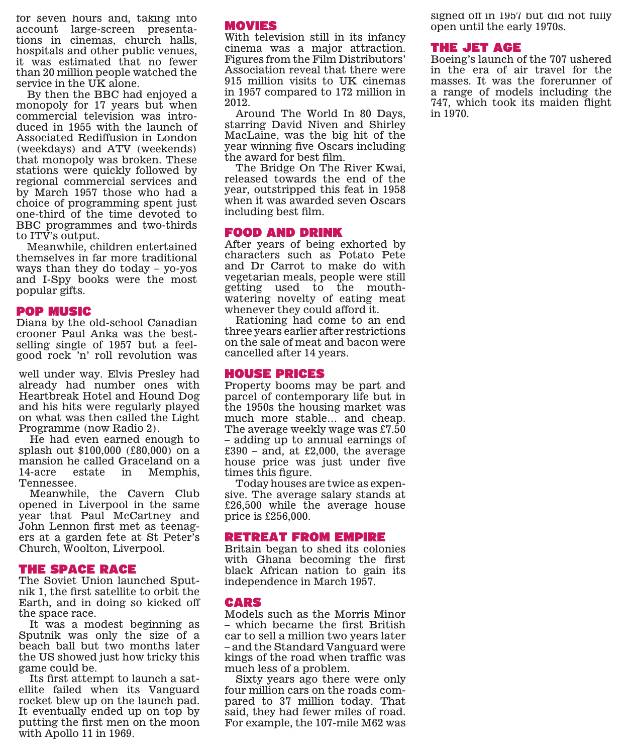for seven hours and, taking into account large-screen presentations in cinemas, church halls, hospitals and other public venues, it was estimated that no fewer than 20 million people watched the service in the UK alone.

By then the BBC had enjoyed a monopoly for 17 years but when commercial television was introduced in 1955 with the launch of Associated Rediffusion in London (weekdays) and ATV (weekends) that monopoly was broken. These stations were quickly followed by regional commercial services and by March 1957 those who had a choice of programming spent just one-third of the time devoted to BBC programmes and two-thirds to ITV's output.

Meanwhile, children entertained themselves in far more traditional ways than they do today – yo-yos and I-Spy books were the most popular gifts.

## POP MUSIC

Diana by the old-school Canadian crooner Paul Anka was the best-selling single of 1957 but a feel-good rock 'n' roll revolution was well under way. Elvis Presley had already had number ones with Heartbreak Hotel and Hound Dog and his hits were regularly played on what was then called the Light Programme (now Radio 2).

He had even earned enough to splash out $100,000 (£80,000) on a mansion he called Graceland on a 14-acre estate in Memphis, Tennessee.

Meanwhile, the Cavern Club opened in Liverpool in the same year that Paul McCartney and John Lennon first met as teenagers at a garden fete at St Peter's Church, Woolton, Liverpool.

## THE SPACE RACE

The Soviet Union launched Sputnik 1, the first satellite to orbit the Earth, and in doing so kicked off the space race.

It was a modest beginning as Sputnik was only the size of a beach ball but two months later the US showed just how tricky this game could be.

Its first attempt to launch a satellite failed when its Vanguard rocket blew up on the launch pad. It eventually ended up on top by putting the first men on the moon with Apollo 11 in 1969.

## MOVIES

With television still in its infancy cinema was a major attraction. Figures from the Film Distributors' Association reveal that there were 915 million visits to UK cinemas in 1957 compared to 172 million in 2012.

Around The World In 80 Days, starring David Niven and Shirley MacLaine, was the big hit of the year winning five Oscars including the award for best film.

The Bridge On The River Kwai, released towards the end of the year, outstripped this feat in 1958 when it was awarded seven Oscars including best film.

## FOOD AND DRINK

After years of being exhorted by characters such as Potato Pete and Dr Carrot to make do with vegetarian meals, people were still getting used to the mouth-watering novelty of eating meat whenever they could afford it.

Rationing had come to an end three years earlier after restrictions on the sale of meat and bacon were cancelled after 14 years.

## HOUSE PRICES

Property booms may be part and parcel of contemporary life but in the 1950s the housing market was much more stable... and cheap. The average weekly wage was £7.50 – adding up to annual earnings of £390 – and, at £2,000, the average house price was just under five times this figure.

Today houses are twice as expensive. The average salary stands at £26,500 while the average house price is £256,000.

## RETREAT FROM EMPIRE

Britain began to shed its colonies with Ghana becoming the first black African nation to gain its independence in March 1957.

## CARS

Models such as the Morris Minor – which became the first British car to sell a million two years later – and the Standard Vanguard were kings of the road when traffic was much less of a problem.

Sixty years ago there were only four million cars on the roads compared to 37 million today. That said, they had fewer miles of road. For example, the 107-mile M62 was signed off in 1957 but did not fully open until the early 1970s.

## THE JET AGE

Boeing's launch of the 707 ushered in the era of air travel for the masses. It was the forerunner of a range of models including the 747, which took its maiden flight in 1970.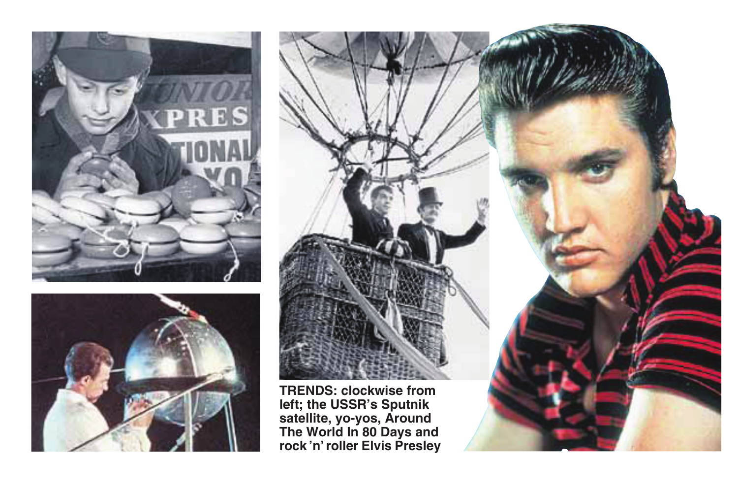**TRENDS: clockwise from left; the USSR's Sputnik satellite, yo-yos, Around The World In 80 Days and rock 'n' roller Elvis Presley**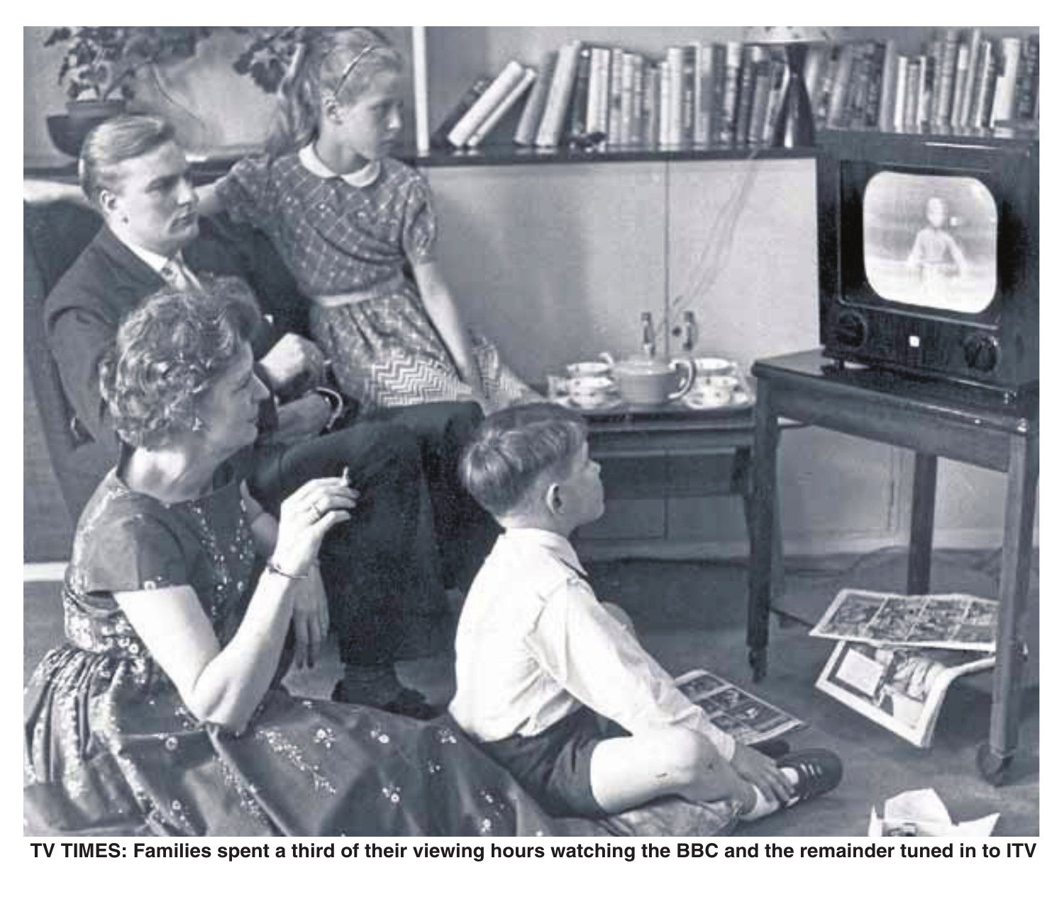TV TIMES: Families spent a third of their viewing hours watching the BBC and the remainder tuned in to ITV